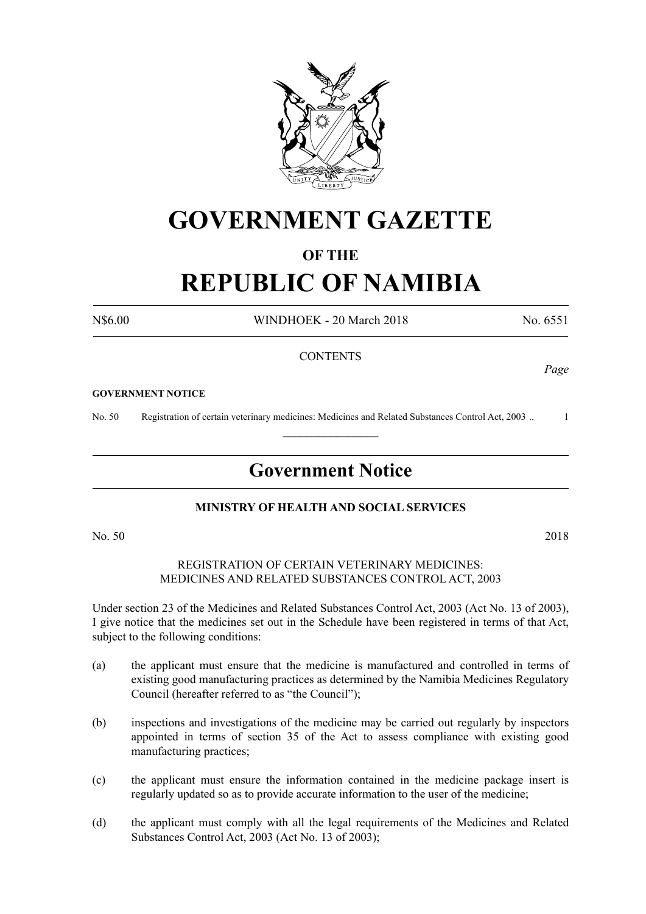# GOVERNMENT GAZETTE

## OF THE

# REPUBLIC OF NAMIBIA

N$6.00 WINDHOEK - 20 March 2018 No. 6551

CONTENTS

*Page*

**GOVERNMENT NOTICE**

No. 50 Registration of certain veterinary medicines: Medicines and Related Substances Control Act, 2003 .. 1

---

## Government Notice

**MINISTRY OF HEALTH AND SOCIAL SERVICES**

No. 50 2018

REGISTRATION OF CERTAIN VETERINARY MEDICINES:
MEDICINES AND RELATED SUBSTANCES CONTROL ACT, 2003

Under section 23 of the Medicines and Related Substances Control Act, 2003 (Act No. 13 of 2003), I give notice that the medicines set out in the Schedule have been registered in terms of that Act, subject to the following conditions:

(a) the applicant must ensure that the medicine is manufactured and controlled in terms of existing good manufacturing practices as determined by the Namibia Medicines Regulatory Council (hereafter referred to as "the Council");

(b) inspections and investigations of the medicine may be carried out regularly by inspectors appointed in terms of section 35 of the Act to assess compliance with existing good manufacturing practices;

(c) the applicant must ensure the information contained in the medicine package insert is regularly updated so as to provide accurate information to the user of the medicine;

(d) the applicant must comply with all the legal requirements of the Medicines and Related Substances Control Act, 2003 (Act No. 13 of 2003);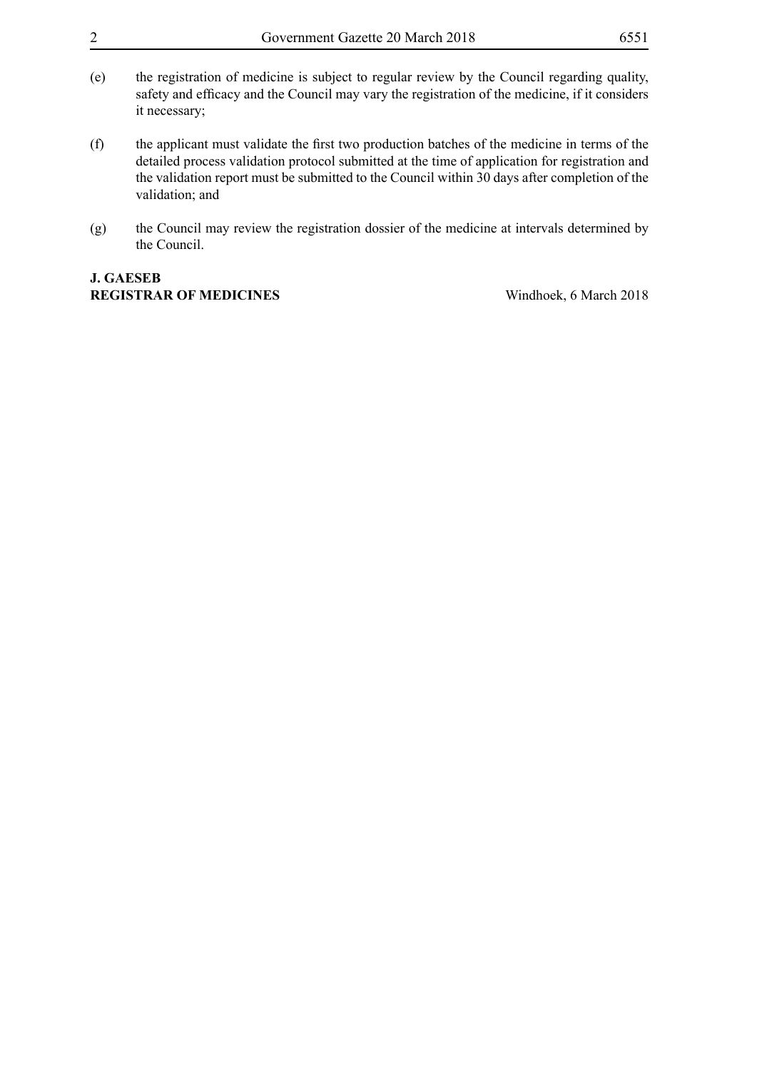(e) the registration of medicine is subject to regular review by the Council regarding quality, safety and efficacy and the Council may vary the registration of the medicine, if it considers it necessary;

(f) the applicant must validate the first two production batches of the medicine in terms of the detailed process validation protocol submitted at the time of application for registration and the validation report must be submitted to the Council within 30 days after completion of the validation; and

(g) the Council may review the registration dossier of the medicine at intervals determined by the Council.

**J. GAESEB**
**REGISTRAR OF MEDICINES**

Windhoek, 6 March 2018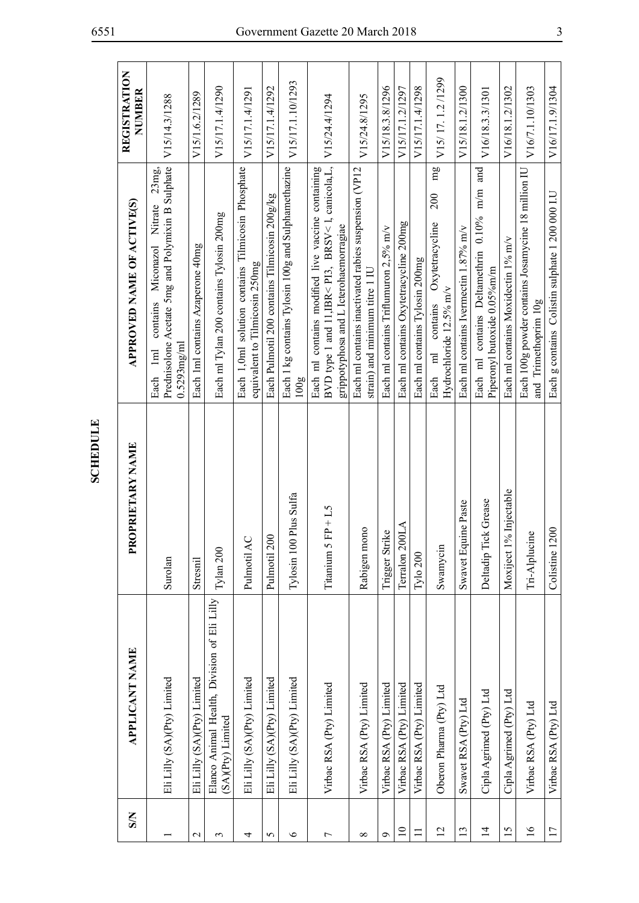# SCHEDULE

| S/N | APPLICANT NAME | PROPRIETARY NAME | APPROVED NAME OF ACTIVE(S) | REGISTRATION NUMBER |
|---|---|---|---|---|
| 1 | Eli Lilly (SA)(Pty) Limited | Surolan | Each 1ml contains Miconazol Nitrate 23mg, Prednisolone Acetate 5mg and Polymixin B Sulphate 0.5293mg/ml | V15/14.3/1288 |
| 2 | Eli Lilly (SA)(Pty) Limited | Stresnil | Each 1ml contains Azaperone 40mg | V15/1.6.2/1289 |
| 3 | Elanco Animal Health, Division of Eli Lilly (SA)(Pty) Limited | Tylan 200 | Each ml Tylan 200 contains Tylosin 200mg | V15/17.1.4/1290 |
| 4 | Eli Lilly (SA)(Pty) Limited | Pulmotil AC | Each 1,0ml solution contains Tilmicosin Phosphate equivalent to Tilmicosin 250mg | V15/17.1.4/1291 |
| 5 | Eli Lilly (SA)(Pty) Limited | Pulmotil 200 | Each Pulmotil 200 contains Tilmicosin 200g/kg | V15/17.1.4/1292 |
| 6 | Eli Lilly (SA)(Pty) Limited | Tylosin 100 Plus Sulfa | Each 1 kg contains Tylosin 100g and Sulphamethazine 100g | V15/17.1.10/1293 |
| 7 | Virbac RSA (Pty) Limited | Titanium 5 FP + L5 | Each ml contains modified live vaccine containing BVD type 1 and 11,IBR< PI3, BRSV< 1, canicola,L, grippotyphosa and L Icterohaemorragiae | V15/24.4/1294 |
| 8 | Virbac RSA (Pty) Limited | Rabigen mono | Each ml contains inactivated rabies suspension (VP12 strain) and minimum titre 1 IU | V15/24.8/1295 |
| 9 | Virbac RSA (Pty) Limited | Trigger Strike | Each ml contains Triflumuron 2,5% m/v | V15/18.3.8/1296 |
| 10 | Virbac RSA (Pty) Limited | Terralon 200LA | Each ml contains Oxytetracycline 200mg | V15/17.1.2/1297 |
| 11 | Virbac RSA (Pty) Limited | Tylo 200 | Each ml contains Tylosin 200mg | V15/17.1.4/1298 |
| 12 | Oberon Pharma (Pty) Ltd | Swamycin | Each ml contains Oxytetracycline 200 mg Hydrochloride 12.5% m/v | V15/ 17. 1.2 /1299 |
| 13 | Swavet RSA (Pty) Ltd | Swavet Equine Paste | Each ml contains Ivermectin 1.87% m/v | V15/18.1.2/1300 |
| 14 | Cipla Agrimed (Pty) Ltd | Deltadip Tick Grease | Each ml contains Deltamethrin 0.10% m/m and Piperonyl butoxide 0.05%m/m | V16/18.3.3/1301 |
| 15 | Cipla Agrimed (Pty) Ltd | Moxiject 1% Injectable | Each ml contains Moxidectin 1% m/v | V16/18.1.2/1302 |
| 16 | Virbac RSA (Pty) Ltd | Tri-Alplucine | Each 100g powder contains Josamycine 18 million IU and Trimethoprim 10g | V16/7.1.10/1303 |
| 17 | Virbac RSA (Pty) Ltd | Colistine 1200 | Each g contains Colistin sulphate 1 200 000 I.U | V16/17.1.9/1304 |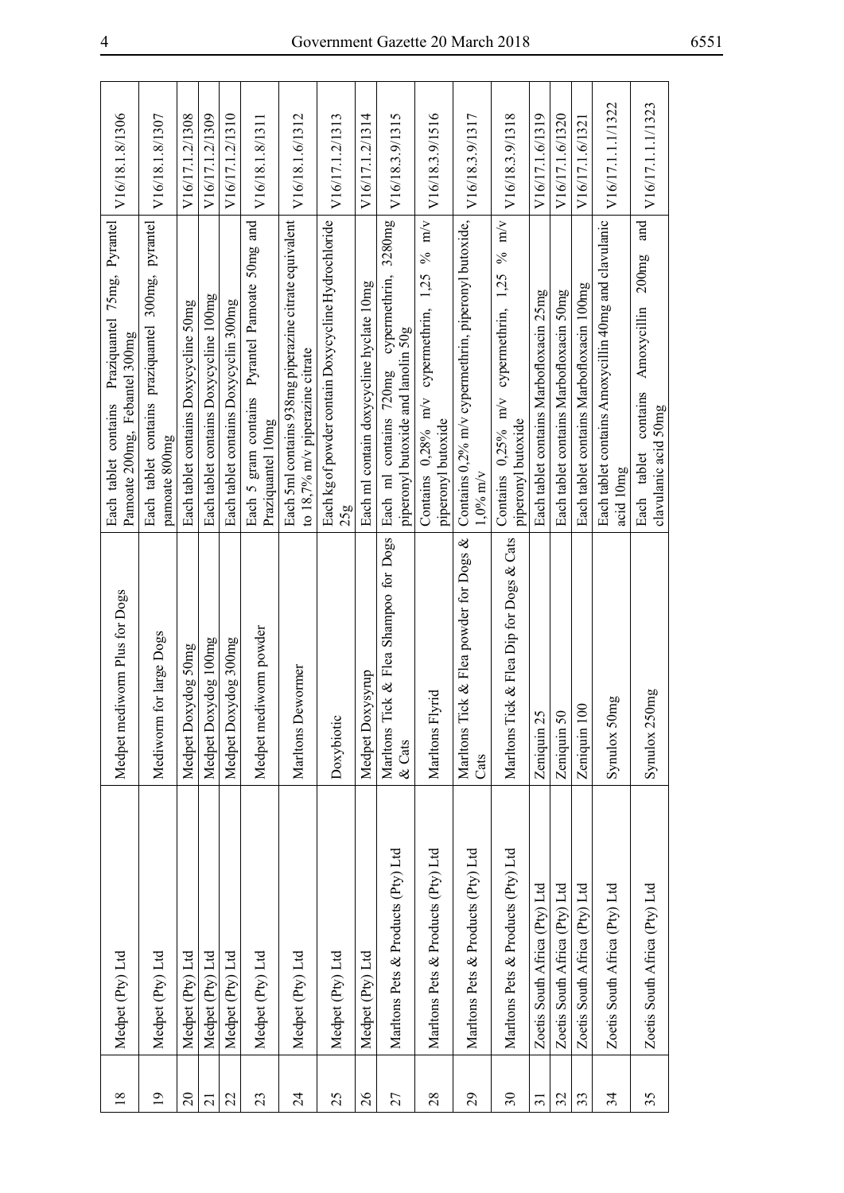| 18 | Medpet (Pty) Ltd | Medpet mediworm Plus for Dogs | Each tablet contains Praziquantel 75mg, Pyrantel Pamoate 200mg, Febantel 300mg | V16/18.1.8/1306 |
|---|---|---|---|---|
| 19 | Medpet (Pty) Ltd | Mediworm for large Dogs | Each tablet contains praziquantel 300mg, pyrantel pamoate 800mg | V16/18.1.8/1307 |
| 20 | Medpet (Pty) Ltd | Medpet Doxydog 50mg | Each tablet contains Doxycycline 50mg | V16/17.1.2/1308 |
| 21 | Medpet (Pty) Ltd | Medpet Doxydog 100mg | Each tablet contains Doxycycline 100mg | V16/17.1.2/1309 |
| 22 | Medpet (Pty) Ltd | Medpet Doxydog 300mg | Each tablet contains Doxycyclin 300mg | V16/17.1.2/1310 |
| 23 | Medpet (Pty) Ltd | Medpet mediworm powder | Each 5 gram contains Pyrantel Pamoate 50mg and Praziquantel 10mg | V16/18.1.8/1311 |
| 24 | Medpet (Pty) Ltd | Marltons Dewormer | Each 5ml contains 938mg piperazine citrate equivalent to 18,7% m/v piperazine citrate | V16/18.1.6/1312 |
| 25 | Medpet (Pty) Ltd | Doxybiotic | Each kg of powder contain Doxycycline Hydrochloride 25g | V16/17.1.2/1313 |
| 26 | Medpet (Pty) Ltd | Medpet Doxysyrup | Each ml contain doxycycline hyclate 10mg | V16/17.1.2/1314 |
| 27 | Marltons Pets & Products (Pty) Ltd | Marltons Tick & Flea Shampoo for Dogs & Cats | Each ml contains 720mg cypermethrin, 3280mg piperonyl butoxide and lanolin 50g | V16/18.3.9/1315 |
| 28 | Marltons Pets & Products (Pty) Ltd | Marltons Flyrid | Contains 0,28% m/v cypermethrin, 1,25 % m/v piperonyl butoxide | V16/18.3.9/1516 |
| 29 | Marltons Pets & Products (Pty) Ltd | Marltons Tick & Flea powder for Dogs & Cats | Contains 0,2% m/v cypermethrin, piperonyl butoxide, 1,0% m/v | V16/18.3.9/1317 |
| 30 | Marltons Pets & Products (Pty) Ltd | Marltons Tick & Flea Dip for Dogs & Cats | Contains 0,25% m/v cypermethrin, 1,25 % m/v piperonyl butoxide | V16/18.3.9/1318 |
| 31 | Zoetis South Africa (Pty) Ltd | Zeniquin 25 | Each tablet contains Marbofloxacin 25mg | V16/17.1.6/1319 |
| 32 | Zoetis South Africa (Pty) Ltd | Zeniquin 50 | Each tablet contains Marbofloxacin 50mg | V16/17.1.6/1320 |
| 33 | Zoetis South Africa (Pty) Ltd | Zeniquin 100 | Each tablet contains Marbofloxacin 100mg | V16/17.1.6/1321 |
| 34 | Zoetis South Africa (Pty) Ltd | Synulox 50mg | Each tablet contains Amoxycillin 40mg and clavulanic acid 10mg | V16/17.1.1.1/1322 |
| 35 | Zoetis South Africa (Pty) Ltd | Synulox 250mg | Each tablet contains Amoxycillin 200mg and clavulanic acid 50mg | V16/17.1.1.1/1323 |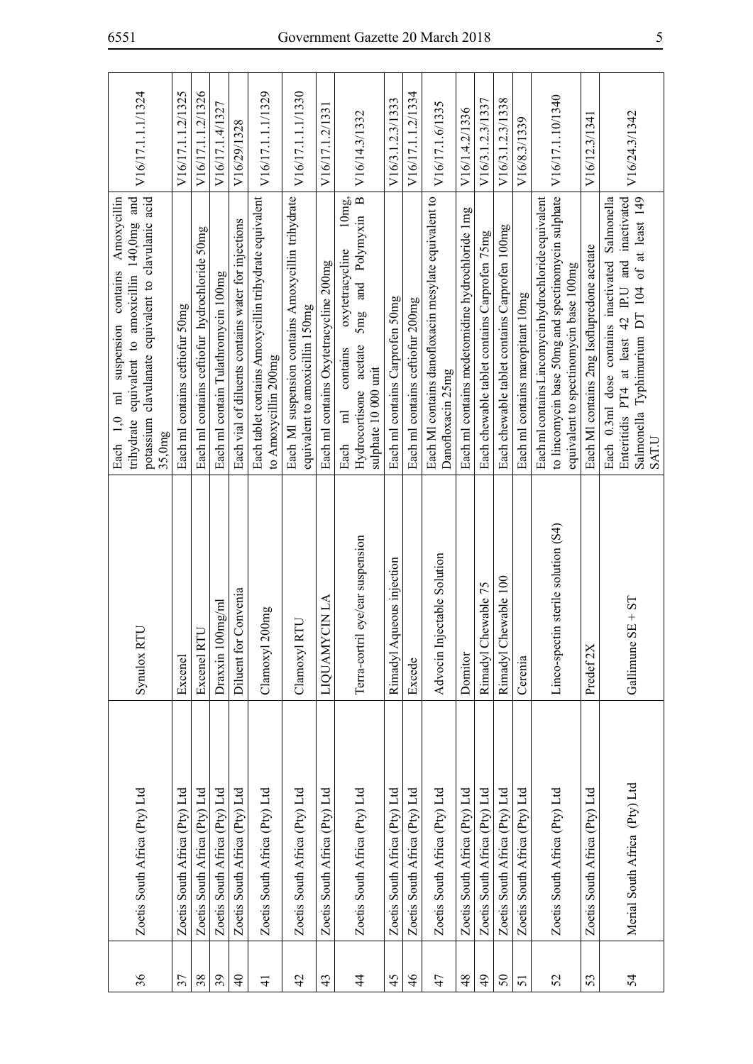| | | | | |
|---|---|---|---|---|
| 36 | Zoetis South Africa (Pty) Ltd | Synulox RTU | Each 1,0 ml suspension contains Amoxycillin trihydrate equivalent to amoxicillin 140,0mg and potassium clavulanate equivalent to clavulanic acid 35,0mg | V16/17.1.1.1/1324 |
| 37 | Zoetis South Africa (Pty) Ltd | Excenel | Each ml contains ceftiofur 50mg | V16/17.1.1.2/1325 |
| 38 | Zoetis South Africa (Pty) Ltd | Excenel RTU | Each ml contains ceftiofur hydrochloride 50mg | V16/17.1.1.2/1326 |
| 39 | Zoetis South Africa (Pty) Ltd | Draxxin 100mg/ml | Each ml contain Tulathromycin 100mg | V16/17.1.4/1327 |
| 40 | Zoetis South Africa (Pty) Ltd | Diluent for Convenia | Each vial of diluents contains water for injections | V16/29/1328 |
| 41 | Zoetis South Africa (Pty) Ltd | Clamoxyl 200mg | Each tablet contains Amoxycillin trihydrate equivalent to Amoxycillin 200mg | V16/17.1.1.1/1329 |
| 42 | Zoetis South Africa (Pty) Ltd | Clamoxyl RTU | Each Ml suspension contains Amoxycillin trihydrate equivalent to amoxicillin 150mg | V16/17.1.1.1/1330 |
| 43 | Zoetis South Africa (Pty) Ltd | LIQUAMYCIN LA | Each ml contains Oxytetracycline 200mg | V16/17.1.2/1331 |
| 44 | Zoetis South Africa (Pty) Ltd | Terra-cortril eye/ear suspension | Each ml contains oxytetracycline 10mg, Hydrocortisone acetate 5mg and Polymyxin B sulphate 10 000 unit | V16/14.3/1332 |
| 45 | Zoetis South Africa (Pty) Ltd | Rimadyl Aqueous injection | Each ml contains Carprofen 50mg | V16/3.1.2.3/1333 |
| 46 | Zoetis South Africa (Pty) Ltd | Excede | Each ml contains ceftiofur 200mg | V16/17.1.1.2/1334 |
| 47 | Zoetis South Africa (Pty) Ltd | Advocin Injectable Solution | Each Ml contains danofloxacin mesylate equivalent to Danofloxacin 25mg | V16/17.1.6/1335 |
| 48 | Zoetis South Africa (Pty) Ltd | Domitor | Each ml contains medetomidine hydrochloride 1mg | V16/1.4.2/1336 |
| 49 | Zoetis South Africa (Pty) Ltd | Rimadyl Chewable 75 | Each chewable tablet contains Carprofen 75mg | V16/3.1.2.3/1337 |
| 50 | Zoetis South Africa (Pty) Ltd | Rimadyl Chewable 100 | Each chewable tablet contains Carprofen 100mg | V16/3.1.2.3/1338 |
| 51 | Zoetis South Africa (Pty) Ltd | Cerenia | Each ml contains maropitant 10mg | V16/8.3/1339 |
| 52 | Zoetis South Africa (Pty) Ltd | Linco-spectin sterile solution (S4) | Each ml contains Lincomycin hydrochloride equivalent to lincomycin base 50mg and spectinomycin sulphate equivalent to spectinomycin base 100mg | V16/17.1.10/1340 |
| 53 | Zoetis South Africa (Pty) Ltd | Predef 2X | Each Ml contains 2mg Isoflupredone acetate | V16/12.3/1341 |
| 54 | Merial South Africa (Pty) Ltd | Gallimune SE + ST | Each 0.3ml dose contains inactivated Salmonella Enteritidis PT4 at least 42 IP.U and inactivated Salmonella Typhimurium DT 104 of at least 149 SAT.U | V16/24.3/1342 |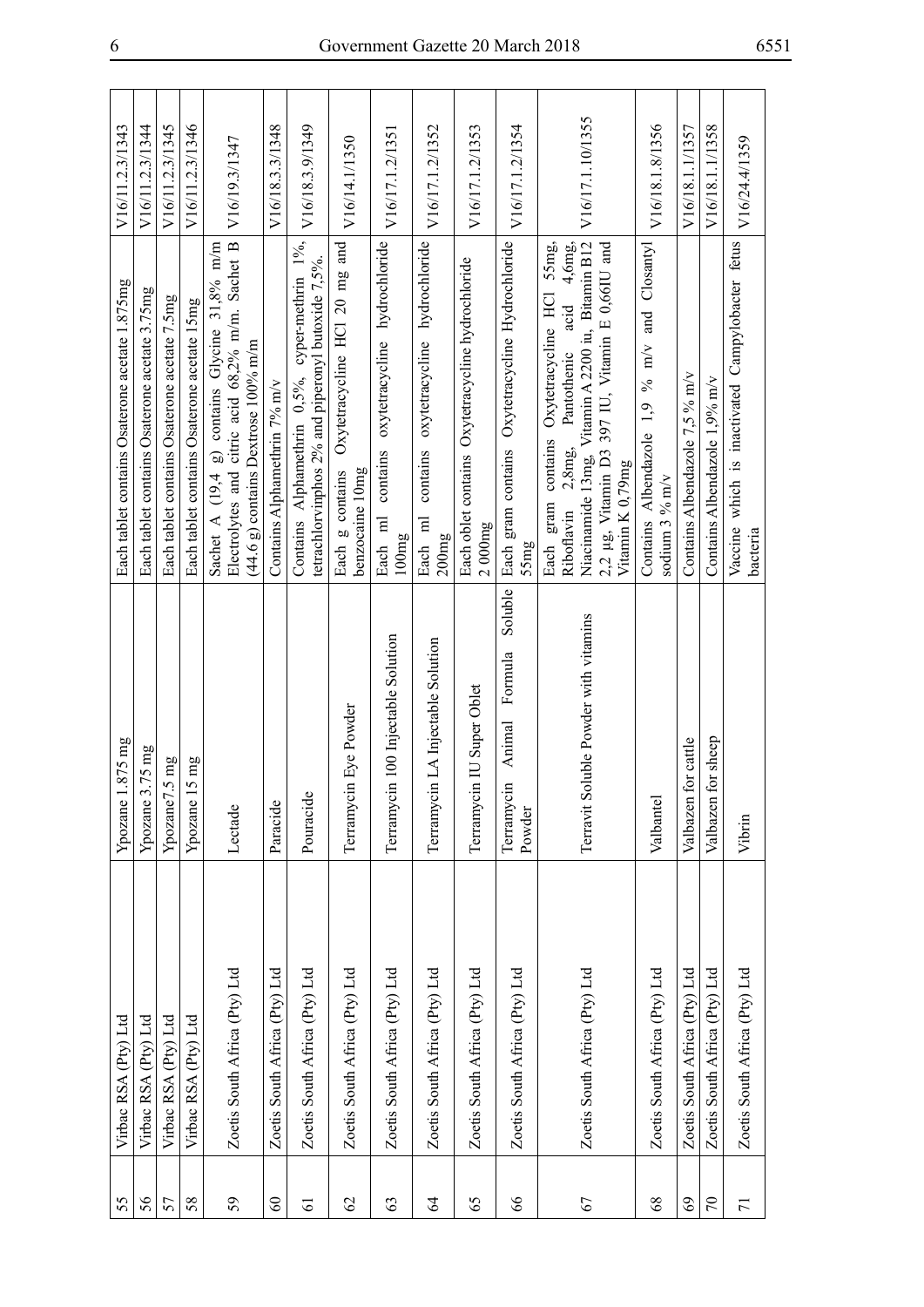| 55 | Virbac RSA (Pty) Ltd | Ypozane 1.875 mg | Each tablet contains Osaterone acetate 1.875mg | V16/11.2.3/1343 |
|---|---|---|---|---|
| 56 | Virbac RSA (Pty) Ltd | Ypozane 3.75 mg | Each tablet contains Osaterone acetate 3.75mg | V16/11.2.3/1344 |
| 57 | Virbac RSA (Pty) Ltd | Ypozane7.5 mg | Each tablet contains Osaterone acetate 7.5mg | V16/11.2.3/1345 |
| 58 | Virbac RSA (Pty) Ltd | Ypozane 15 mg | Each tablet contains Osaterone acetate 15mg | V16/11.2.3/1346 |
| 59 | Zoetis South Africa (Pty) Ltd | Lectade | Sachet A (19,4 g) contains Glycine 31,8% m/m Electrolytes and citric acid 68,2% m/m. Sachet B (44.6 g) contains Dextrose 100% m/m | V16/19.3/1347 |
| 60 | Zoetis South Africa (Pty) Ltd | Paracide | Contains Alphamethrin 7% m/v | V16/18.3.3/1348 |
| 61 | Zoetis South Africa (Pty) Ltd | Pouracide | Contains Alphamethrin 0,5%, cyper-methrin 1%, tetrachlorvinphos 2% and piperonyl butoxide 7,5%. | V16/18.3.9/1349 |
| 62 | Zoetis South Africa (Pty) Ltd | Terramycin Eye Powder | Each g contains Oxytetracycline HCl 20 mg and benzocaine 10mg | V16/14.1/1350 |
| 63 | Zoetis South Africa (Pty) Ltd | Terramycin 100 Injectable Solution | Each ml contains oxytetracycline hydrochloride 100mg | V16/17.1.2/1351 |
| 64 | Zoetis South Africa (Pty) Ltd | Terramycin LA Injectable Solution | Each ml contains oxytetracycline hydrochloride 200mg | V16/17.1.2/1352 |
| 65 | Zoetis South Africa (Pty) Ltd | Terramycin IU Super Oblet | Each oblet contains Oxytetracycline hydrochloride 2 000mg | V16/17.1.2/1353 |
| 66 | Zoetis South Africa (Pty) Ltd | Terramycin Animal Formula Soluble Powder | Each gram contains Oxytetracycline Hydrochloride 55mg | V16/17.1.2/1354 |
| 67 | Zoetis South Africa (Pty) Ltd | Terravit Soluble Powder with vitamins | Each gram contains Oxytetracycline HCl 55mg, Riboflavin 2,8mg, Pantothenic acid 4,6mg, Niacinamide 13mg, Vitamin A 2200 iu, Bitamin B12 2,2 µg, Vitamin D3 397 IU, Vitamin E 0,66IU and Vitamin K 0,79mg | V16/17.1.10/1355 |
| 68 | Zoetis South Africa (Pty) Ltd | Valbantel | Contains Albendazole 1,9 % m/v and Closantyl sodium 3 % m/v | V16/18.1.8/1356 |
| 69 | Zoetis South Africa (Pty) Ltd | Valbazen for cattle | Contains Albendazole 7,5 % m/v | V16/18.1.1/1357 |
| 70 | Zoetis South Africa (Pty) Ltd | Valbazen for sheep | Contains Albendazole 1,9% m/v | V16/18.1.1/1358 |
| 71 | Zoetis South Africa (Pty) Ltd | Vibrin | Vaccine which is inactivated Campylobacter fetus bacteria | V16/24.4/1359 |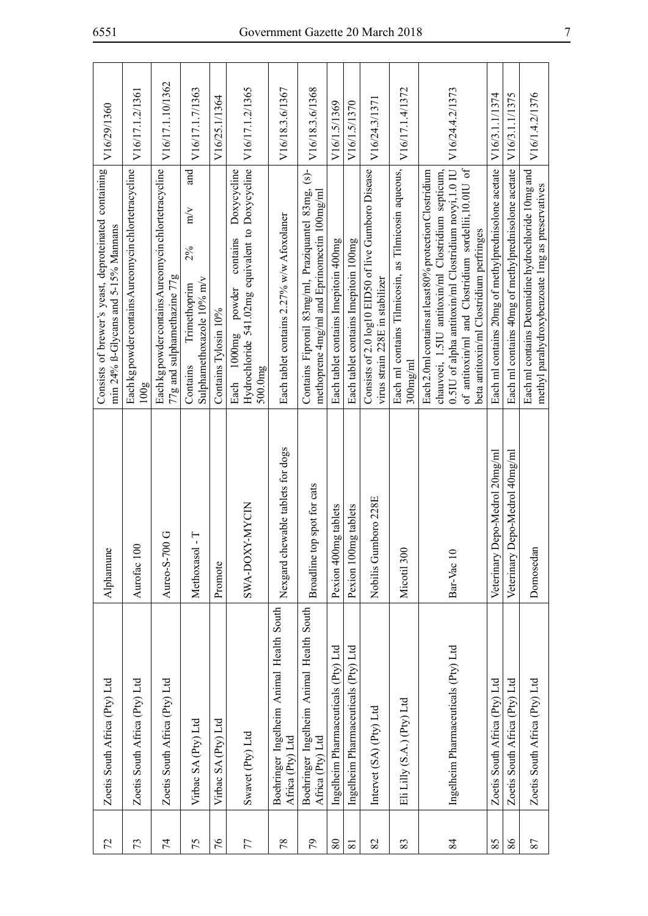| 72 | Zoetis South Africa (Pty) Ltd | Alphamune | Consists of brewer's yeast, deproteinated containing min 24% ß-Glycans and 5-15% Mannans | V16/29/1360 |
|---|---|---|---|---|
| 73 | Zoetis South Africa (Pty) Ltd | Aurofac 100 | Each kg powder contains Aureomycin chlortetracycline 100g | V16/17.1.2/1361 |
| 74 | Zoetis South Africa (Pty) Ltd | Aureo-S-700 G | Each kg powder contains Aureomycin chlortetracycline 77g and sulphamethazine 77g | V16/17.1.10/1362 |
| 75 | Virbac SA (Pty) Ltd | Methoxasol - T | Contains Trimethoprim 2% m/v and Sulphamethoxazole 10% m/v | V16/17.1.7/1363 |
| 76 | Virbac SA (Pty) Ltd | Promote | Contains Tylosin 10% | V16/25.1/1364 |
| 77 | Swavet (Pty) Ltd | SWA-DOXY-MYCIN | Each 1000mg powder contains Doxycycline Hydrochloride 541.02mg equivalent to Doxycycline 500.0mg | V16/17.1.2/1365 |
| 78 | Boehringer Ingelheim Animal Health South Africa (Pty) Ltd | Nexgard chewable tablets for dogs | Each tablet contains 2.27% w/w Afoxolaner | V16/18.3.6/1367 |
| 79 | Boehringer Ingelheim Animal Health South Africa (Pty) Ltd | Broadline top spot for cats | Contains Fipronil 83mg/ml, Praziquantel 83mg, (s)-methoprene 4mg/ml and Eprinomectin 100mg/ml | V16/18.3.6/1368 |
| 80 | Ingelheim Pharmaceuticals (Pty) Ltd | Pexion 400mg tablets | Each tablet contains Imepitoin 400mg | V16/1.5/1369 |
| 81 | Ingelheim Pharmaceuticals (Pty) Ltd | Pexion 100mg tablets | Each tablet contains Imepitoin 100mg | V16/1.5/1370 |
| 82 | Intervet (SA) (Pty) Ltd | Nobilis Gumboro 228E | Consists of 2.0 log10 EID50 of live Gumboro Disease virus strain 228E in stabilizer | V16/24.3/1371 |
| 83 | Eli Lilly (S.A.) (Pty) Ltd | Micotil 300 | Each ml contains Tilmicosin, as Tilmicosin aqueous, 300mg/ml | V16/17.1.4/1372 |
| 84 | Ingelheim Pharmaceuticals (Pty) Ltd | Bar-Vac 10 | Each 2.0ml contains at least 80% protection Clostridium chauvoei, 1.5IU antitoxin/ml Clostridium septicum, 0.5IU of alpha antitoxin/ml Clostridium novyi, 1.0 IU of antitoxin/ml and Clostridium sordellii, 10.0IU of beta antitoxin/ml Clostridium perfringes | V16/24.4.2/1373 |
| 85 | Zoetis South Africa (Pty) Ltd | Veterinary Depo-Medrol 20mg/ml | Each ml contains 20mg of methylprednisolone acetate | V16/3.1.1/1374 |
| 86 | Zoetis South Africa (Pty) Ltd | Veterinary Depo-Medrol 40mg/ml | Each ml contains 40mg of methylprednisolone acetate | V16/3.1.1/1375 |
| 87 | Zoetis South Africa (Pty) Ltd | Domosedan | Each ml contains Detomidine hydrochloride 10mg and methyl parahydroxybenzoate 1mg as preservatives | V16/1.4.2/1376 |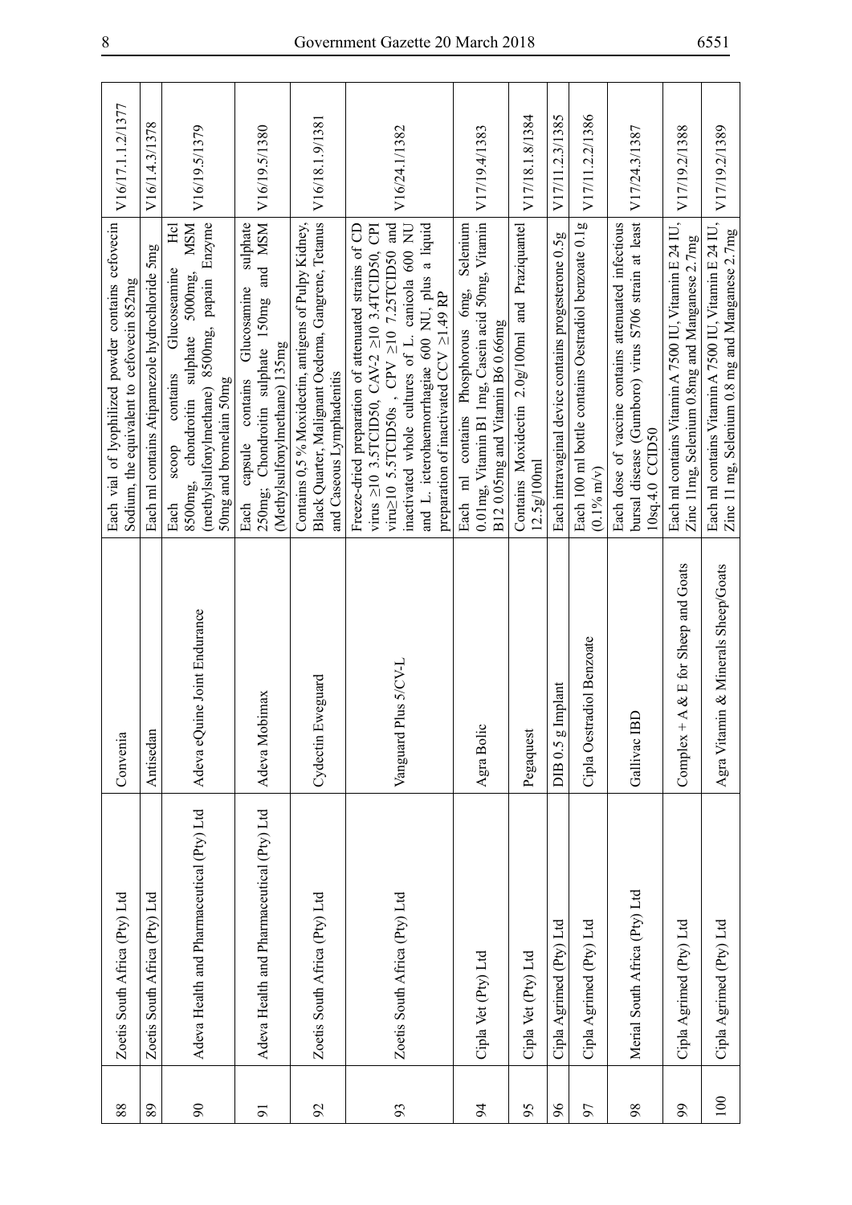| 88 | Zoetis South Africa (Pty) Ltd | Convenia | Each vial of lyophilized powder contains cefovecin Sodium, the equivalent to cefovecin 852mg | V16/17.1.1.2/1377 |
|---|---|---|---|---|
| 89 | Zoetis South Africa (Pty) Ltd | Antisedan | Each ml contains Atipamezole hydrochloride 5mg | V16/1.4.3/1378 |
| 90 | Adeva Health and Pharmaceutical (Pty) Ltd | Adeva eQuine Joint Endurance | Each scoop contains Glucoseamine Hcl 8500mg, chondroitin sulphate 5000mg, MSM (methylsulfonylmethane) 8500mg, papain Enzyme 50mg and bromelain 50mg | V16/19.5/1379 |
| 91 | Adeva Health and Pharmaceutical (Pty) Ltd | Adeva Mobimax | Each capsule contains Glucosamine sulphate 250mg; Chondroitin sulphate 150mg and MSM (Methylsulfonylmethane) 135mg | V16/19.5/1380 |
| 92 | Zoetis South Africa (Pty) Ltd | Cydectin Eweguard | Contains 0,5 % Moxidectin, antigens of Pulpy Kidney, Black Quarter, Malignant Oedema, Gangrene, Tetanus and Caseous Lymphadenitis | V16/18.1.9/1381 |
| 93 | Zoetis South Africa (Pty) Ltd | Vanguard Plus 5/CV-L | Freeze-dried preparation of attenuated strains of CD virus ≥10 3.5TCID50, CAV-2 ≥10 3.4TCID50, CPI viru≥10 5.5TCID50s , CPV ≥10 7.25TCID50 and inactivated whole cultures of L. canicola 600 NU and L. icterohaemorrhagiae 600 NU, plus a liquid preparation of inactivated CCV ≥1.49 RP | V16/24.1/1382 |
| 94 | Cipla Vet (Pty) Ltd | Agra Bolic | Each ml contains Phosphorous 6mg, Selenium 0.01mg, Vitamin B1 1mg, Casein acid 50mg, Vitamin B12 0.05mg and Vitamin B6 0.66mg | V17/19.4/1383 |
| 95 | Cipla Vet (Pty) Ltd | Pegaquest | Contains Moxidectin 2.0g/100ml and Praziquantel 12.5g/100ml | V17/18.1.8/1384 |
| 96 | Cipla Agrimed (Pty) Ltd | DIB 0.5 g Implant | Each intravaginal device contains progesterone 0.5g | V17/11.2.3/1385 |
| 97 | Cipla Agrimed (Pty) Ltd | Cipla Oestradiol Benzoate | Each 100 ml bottle contains Oestradiol benzoate 0.1g (0.1% m/v) | V17/11.2.2/1386 |
| 98 | Merial South Africa (Pty) Ltd | Gallivac IBD | Each dose of vaccine contains attenuated infectious bursal disease (Gumboro) virus S706 strain at least 10sq.4.0 CCID50 | V17/24.3/1387 |
| 99 | Cipla Agrimed (Pty) Ltd | Complex + A & E for Sheep and Goats | Each ml contains Vitamin A 7500 IU, Vitamin E 24 IU, Zinc 11mg, Selenium 0.8mg and Manganese 2.7mg | V17/19.2/1388 |
| 100 | Cipla Agrimed (Pty) Ltd | Agra Vitamin & Minerals Sheep/Goats | Each ml contains Vitamin A 7500 IU, Vitamin E 24 IU, Zinc 11 mg, Selenium 0.8 mg and Manganese 2.7mg | V17/19.2/1389 |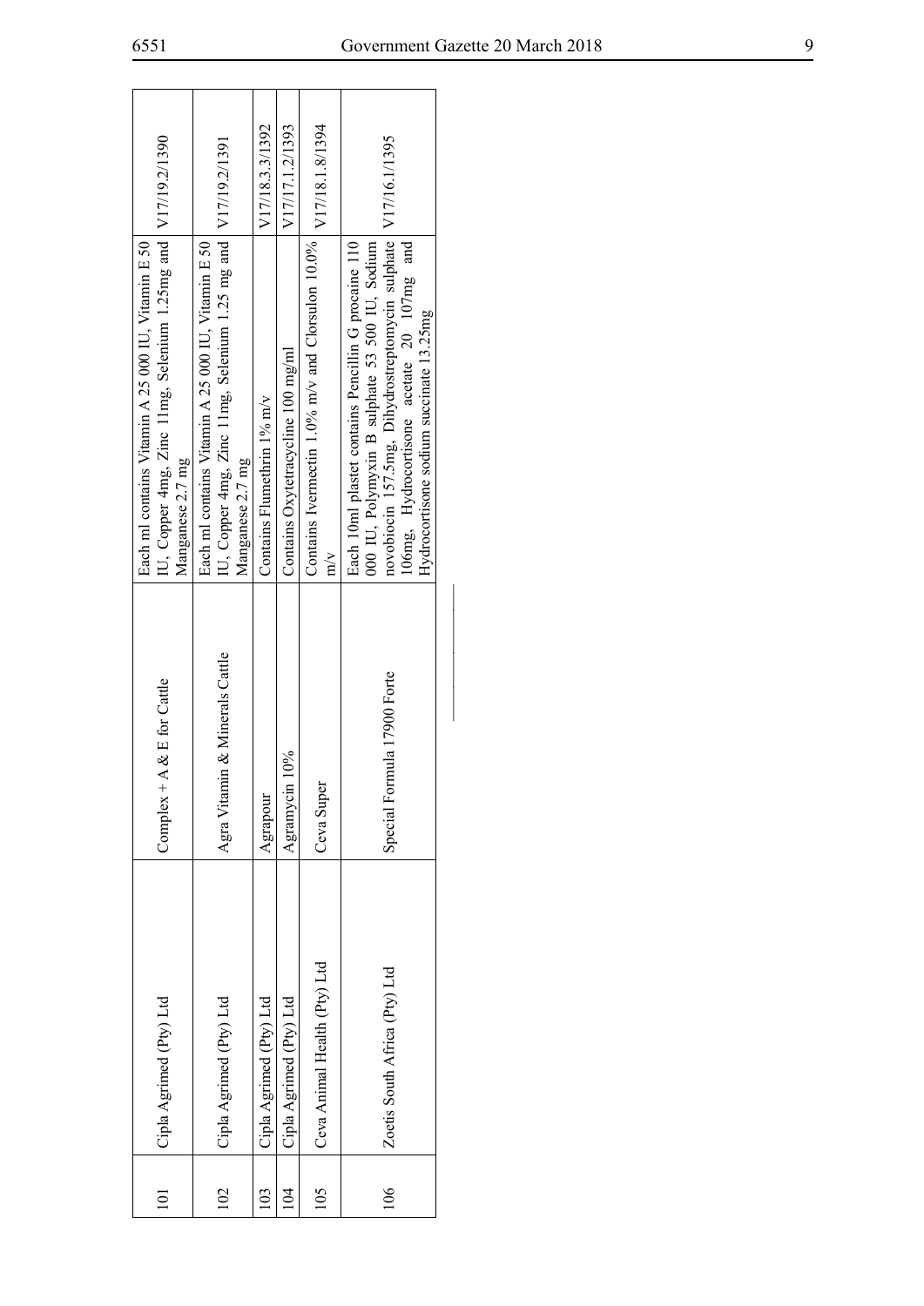| | | | | |
|---|---|---|---|---|
| 101 | Cipla Agrimed (Pty) Ltd | Complex + A & E for Cattle | Each ml contains Vitamin A 25 000 IU, Vitamin E 50 IU, Copper 4mg, Zinc 11mg, Selenium 1.25mg and Manganese 2.7 mg | V17/19.2/1390 |
| 102 | Cipla Agrimed (Pty) Ltd | Agra Vitamin & Minerals Cattle | Each ml contains Vitamin A 25 000 IU, Vitamin E 50 IU, Copper 4mg, Zinc 11mg, Selenium 1.25 mg and Manganese 2.7 mg | V17/19.2/1391 |
| 103 | Cipla Agrimed (Pty) Ltd | Agrapour | Contains Flumethrin 1% m/v | V17/18.3.3/1392 |
| 104 | Cipla Agrimed (Pty) Ltd | Agramycin 10% | Contains Oxytetracycline 100 mg/ml | V17/17.1.2/1393 |
| 105 | Ceva Animal Health (Pty) Ltd | Ceva Super | Contains Ivermectin 1.0% m/v and Clorsulon 10.0% m/v | V17/18.1.8/1394 |
| 106 | Zoetis South Africa (Pty) Ltd | Special Formula 17900 Forte | Each 10ml plastet contains Pencillin G procaine 110 000 IU, Polymyxin B sulphate 53 500 IU, Sodium novobiocin 157.5mg, Dihydrostreptomycin sulphate 106mg, Hydrocortisone acetate 20 107mg and Hydrocortisone sodium succinate 13.25mg | V17/16.1/1395 |